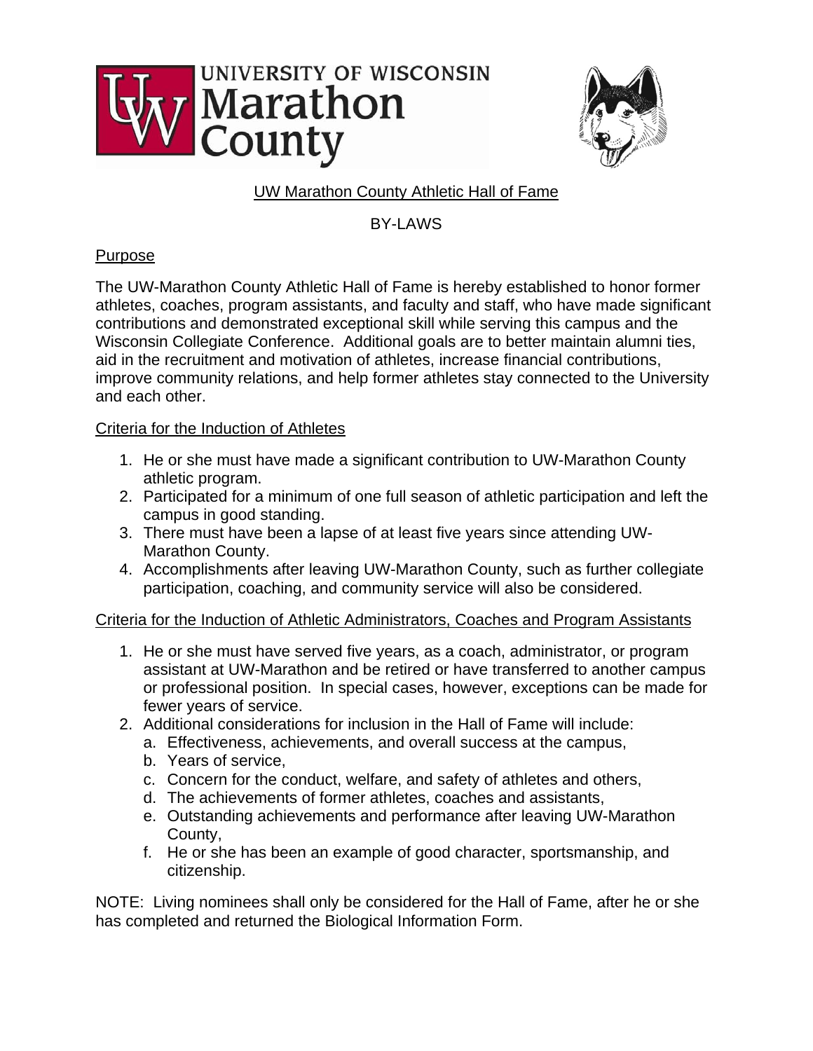# UW Marathon County Athletic Hall of Fame

## BY-LAWS

### Purpose

The UW-Marathon County Athletic Hall of Fame is hereby established to honor former athletes, coaches, program assistants, and faculty and staff, who have made significant contributions and demonstrated exceptional skill while serving this campus and the Wisconsin Collegiate Conference. Additional goals are to better maintain alumni ties, aid in the recruitment and motivation of athletes, increase financial contributions, improve community relations, and help former athletes stay connected to the University and each other.

### Criteria for the Induction of Athletes

1. He or she must have made a significant contribution to UW-Marathon County athletic program.
2. Participated for a minimum of one full season of athletic participation and left the campus in good standing.
3. There must have been a lapse of at least five years since attending UW-Marathon County.
4. Accomplishments after leaving UW-Marathon County, such as further collegiate participation, coaching, and community service will also be considered.

### Criteria for the Induction of Athletic Administrators, Coaches and Program Assistants

1. He or she must have served five years, as a coach, administrator, or program assistant at UW-Marathon and be retired or have transferred to another campus or professional position. In special cases, however, exceptions can be made for fewer years of service.
2. Additional considerations for inclusion in the Hall of Fame will include:
   a. Effectiveness, achievements, and overall success at the campus,
   b. Years of service,
   c. Concern for the conduct, welfare, and safety of athletes and others,
   d. The achievements of former athletes, coaches and assistants,
   e. Outstanding achievements and performance after leaving UW-Marathon County,
   f. He or she has been an example of good character, sportsmanship, and citizenship.

NOTE: Living nominees shall only be considered for the Hall of Fame, after he or she has completed and returned the Biological Information Form.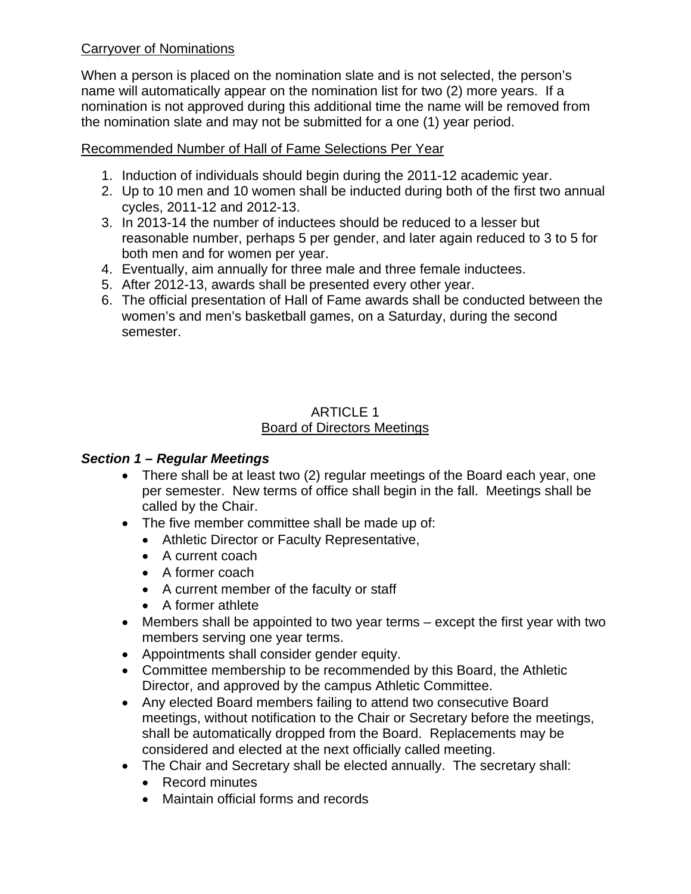<u>Carryover of Nominations</u>

When a person is placed on the nomination slate and is not selected, the person's name will automatically appear on the nomination list for two (2) more years. If a nomination is not approved during this additional time the name will be removed from the nomination slate and may not be submitted for a one (1) year period.

<u>Recommended Number of Hall of Fame Selections Per Year</u>

1. Induction of individuals should begin during the 2011-12 academic year.
2. Up to 10 men and 10 women shall be inducted during both of the first two annual cycles, 2011-12 and 2012-13.
3. In 2013-14 the number of inductees should be reduced to a lesser but reasonable number, perhaps 5 per gender, and later again reduced to 3 to 5 for both men and for women per year.
4. Eventually, aim annually for three male and three female inductees.
5. After 2012-13, awards shall be presented every other year.
6. The official presentation of Hall of Fame awards shall be conducted between the women's and men's basketball games, on a Saturday, during the second semester.

## ARTICLE 1
## <u>Board of Directors Meetings</u>

### *Section 1 – Regular Meetings*

- There shall be at least two (2) regular meetings of the Board each year, one per semester. New terms of office shall begin in the fall. Meetings shall be called by the Chair.
- The five member committee shall be made up of:
  - Athletic Director or Faculty Representative,
  - A current coach
  - A former coach
  - A current member of the faculty or staff
  - A former athlete
- Members shall be appointed to two year terms – except the first year with two members serving one year terms.
- Appointments shall consider gender equity.
- Committee membership to be recommended by this Board, the Athletic Director, and approved by the campus Athletic Committee.
- Any elected Board members failing to attend two consecutive Board meetings, without notification to the Chair or Secretary before the meetings, shall be automatically dropped from the Board. Replacements may be considered and elected at the next officially called meeting.
- The Chair and Secretary shall be elected annually. The secretary shall:
  - Record minutes
  - Maintain official forms and records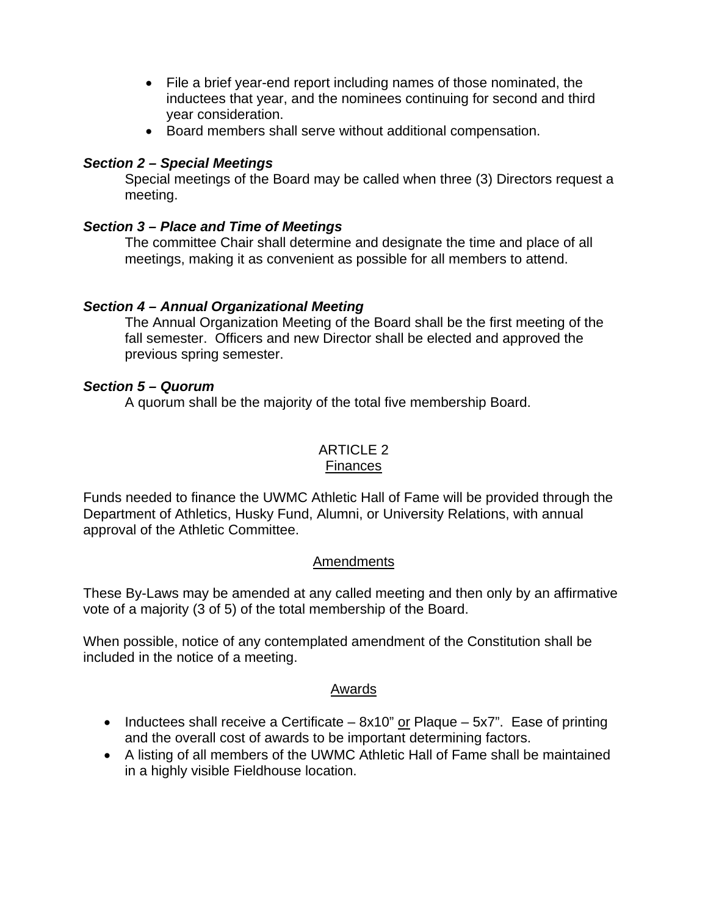- File a brief year-end report including names of those nominated, the inductees that year, and the nominees continuing for second and third year consideration.
- Board members shall serve without additional compensation.

***Section 2 – Special Meetings***

Special meetings of the Board may be called when three (3) Directors request a meeting.

***Section 3 – Place and Time of Meetings***

The committee Chair shall determine and designate the time and place of all meetings, making it as convenient as possible for all members to attend.

***Section 4 – Annual Organizational Meeting***

The Annual Organization Meeting of the Board shall be the first meeting of the fall semester. Officers and new Director shall be elected and approved the previous spring semester.

***Section 5 – Quorum***

A quorum shall be the majority of the total five membership Board.

## ARTICLE 2
## Finances

Funds needed to finance the UWMC Athletic Hall of Fame will be provided through the Department of Athletics, Husky Fund, Alumni, or University Relations, with annual approval of the Athletic Committee.

## Amendments

These By-Laws may be amended at any called meeting and then only by an affirmative vote of a majority (3 of 5) of the total membership of the Board.

When possible, notice of any contemplated amendment of the Constitution shall be included in the notice of a meeting.

## Awards

- Inductees shall receive a Certificate – 8x10" <u>or</u> Plaque – 5x7". Ease of printing and the overall cost of awards to be important determining factors.
- A listing of all members of the UWMC Athletic Hall of Fame shall be maintained in a highly visible Fieldhouse location.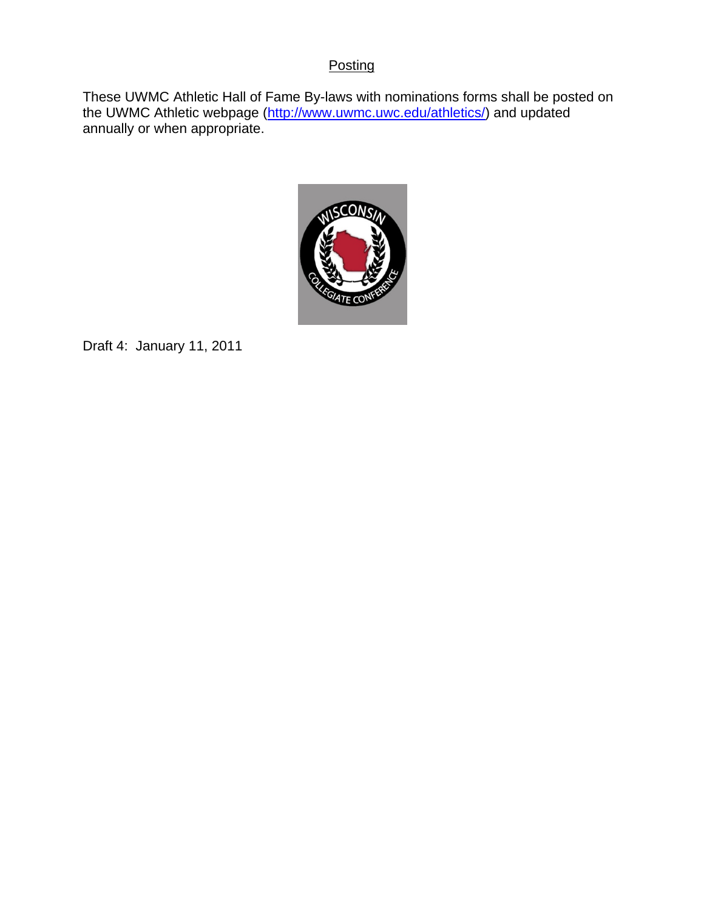## Posting

These UWMC Athletic Hall of Fame By-laws with nominations forms shall be posted on the UWMC Athletic webpage (http://www.uwmc.uwc.edu/athletics/) and updated annually or when appropriate.

Draft 4: January 11, 2011